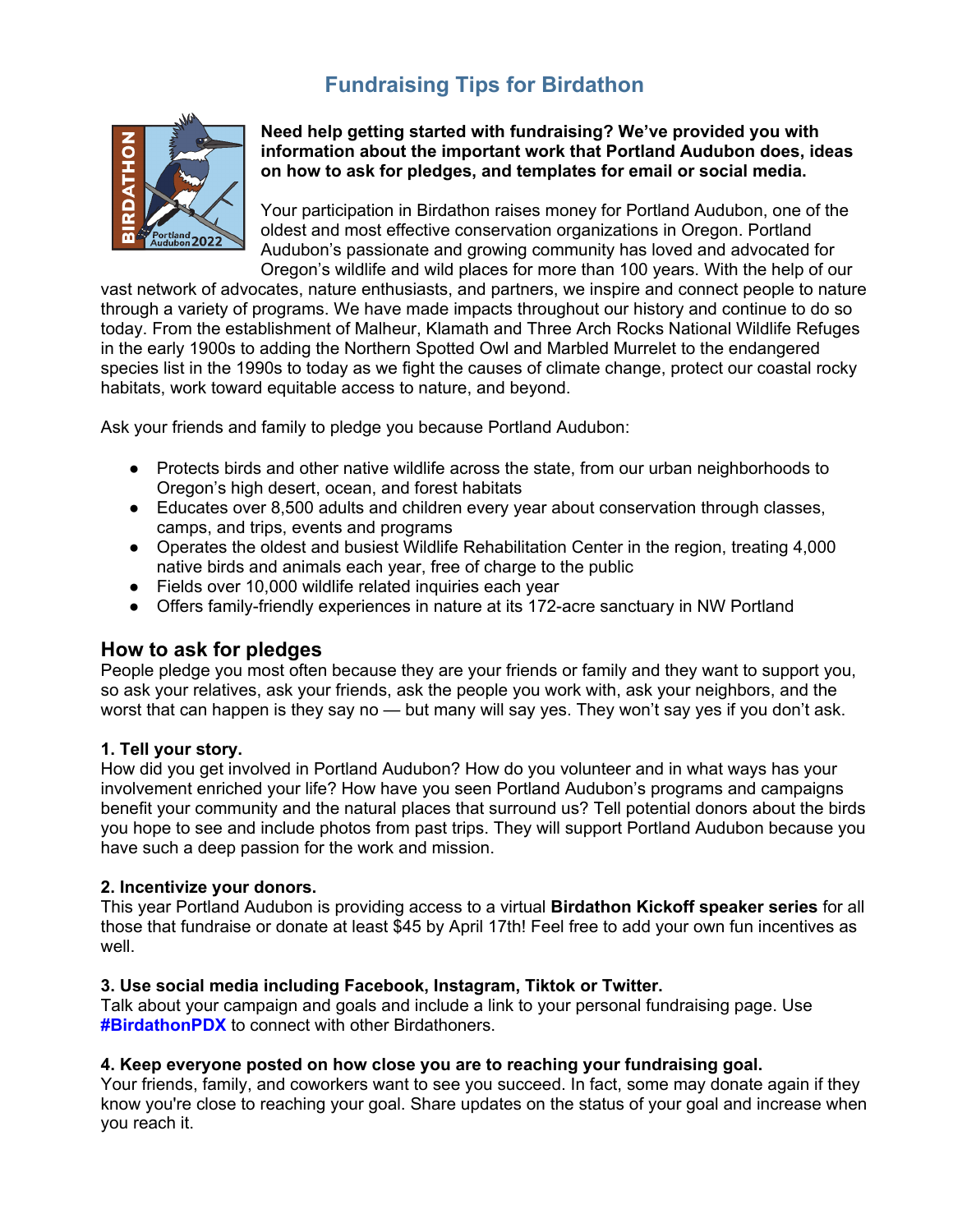# Fundraising Tips for Birdathon

**Need help getting started with fundraising? We've provided you with information about the important work that Portland Audubon does, ideas on how to ask for pledges, and templates for email or social media.**

Your participation in Birdathon raises money for Portland Audubon, one of the oldest and most effective conservation organizations in Oregon. Portland Audubon's passionate and growing community has loved and advocated for Oregon's wildlife and wild places for more than 100 years. With the help of our vast network of advocates, nature enthusiasts, and partners, we inspire and connect people to nature through a variety of programs. We have made impacts throughout our history and continue to do so today. From the establishment of Malheur, Klamath and Three Arch Rocks National Wildlife Refuges in the early 1900s to adding the Northern Spotted Owl and Marbled Murrelet to the endangered species list in the 1990s to today as we fight the causes of climate change, protect our coastal rocky habitats, work toward equitable access to nature, and beyond.

Ask your friends and family to pledge you because Portland Audubon:

- Protects birds and other native wildlife across the state, from our urban neighborhoods to Oregon's high desert, ocean, and forest habitats
- Educates over 8,500 adults and children every year about conservation through classes, camps, and trips, events and programs
- Operates the oldest and busiest Wildlife Rehabilitation Center in the region, treating 4,000 native birds and animals each year, free of charge to the public
- Fields over 10,000 wildlife related inquiries each year
- Offers family-friendly experiences in nature at its 172-acre sanctuary in NW Portland

## How to ask for pledges

People pledge you most often because they are your friends or family and they want to support you, so ask your relatives, ask your friends, ask the people you work with, ask your neighbors, and the worst that can happen is they say no — but many will say yes. They won't say yes if you don't ask.

**1. Tell your story.**

How did you get involved in Portland Audubon? How do you volunteer and in what ways has your involvement enriched your life? How have you seen Portland Audubon's programs and campaigns benefit your community and the natural places that surround us? Tell potential donors about the birds you hope to see and include photos from past trips. They will support Portland Audubon because you have such a deep passion for the work and mission.

**2. Incentivize your donors.**

This year Portland Audubon is providing access to a virtual **Birdathon Kickoff speaker series** for all those that fundraise or donate at least $45 by April 17th! Feel free to add your own fun incentives as well.

**3. Use social media including Facebook, Instagram, Tiktok or Twitter.**

Talk about your campaign and goals and include a link to your personal fundraising page. Use **#BirdathonPDX** to connect with other Birdathoners.

**4. Keep everyone posted on how close you are to reaching your fundraising goal.**

Your friends, family, and coworkers want to see you succeed. In fact, some may donate again if they know you're close to reaching your goal. Share updates on the status of your goal and increase when you reach it.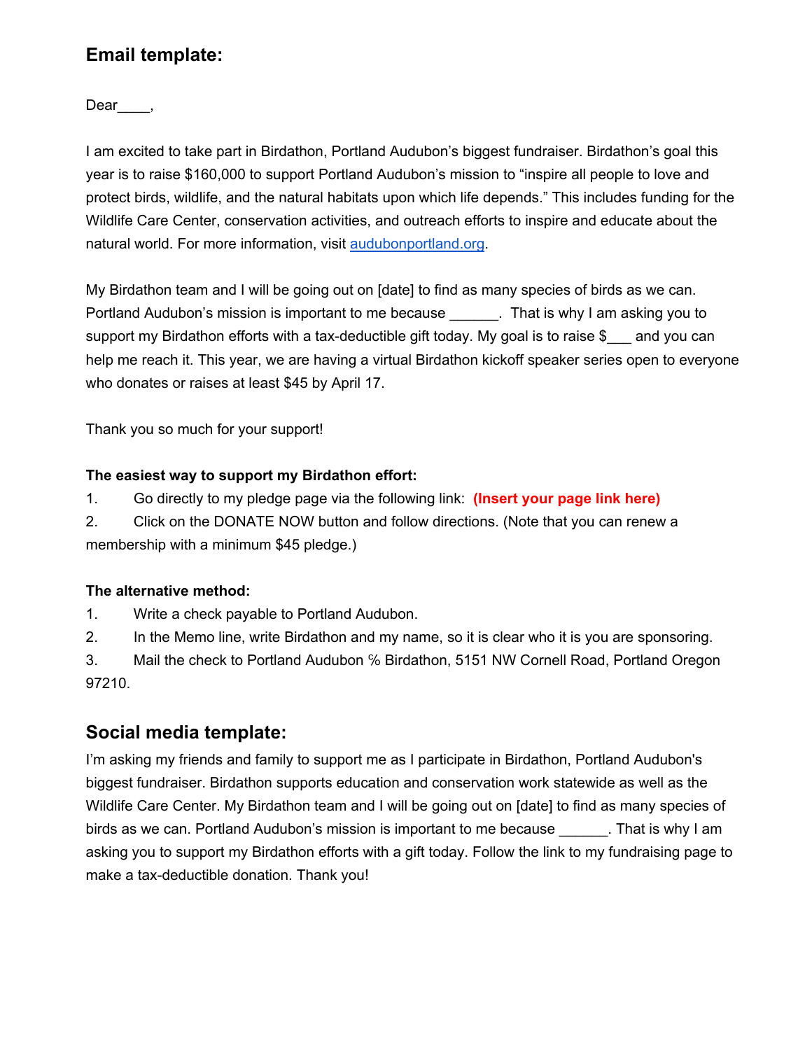## Email template:

Dear____,

I am excited to take part in Birdathon, Portland Audubon's biggest fundraiser. Birdathon's goal this year is to raise $160,000 to support Portland Audubon's mission to "inspire all people to love and protect birds, wildlife, and the natural habitats upon which life depends." This includes funding for the Wildlife Care Center, conservation activities, and outreach efforts to inspire and educate about the natural world. For more information, visit [audubonportland.org](audubonportland.org).

My Birdathon team and I will be going out on [date] to find as many species of birds as we can. Portland Audubon's mission is important to me because ______. That is why I am asking you to support my Birdathon efforts with a tax-deductible gift today. My goal is to raise $___ and you can help me reach it. This year, we are having a virtual Birdathon kickoff speaker series open to everyone who donates or raises at least $45 by April 17.

Thank you so much for your support!

**The easiest way to support my Birdathon effort:**

1. Go directly to my pledge page via the following link: **(Insert your page link here)**
2. Click on the DONATE NOW button and follow directions. (Note that you can renew a membership with a minimum $45 pledge.)

**The alternative method:**

1. Write a check payable to Portland Audubon.
2. In the Memo line, write Birdathon and my name, so it is clear who it is you are sponsoring.
3. Mail the check to Portland Audubon ℅ Birdathon, 5151 NW Cornell Road, Portland Oregon 97210.

## Social media template:

I'm asking my friends and family to support me as I participate in Birdathon, Portland Audubon's biggest fundraiser. Birdathon supports education and conservation work statewide as well as the Wildlife Care Center. My Birdathon team and I will be going out on [date] to find as many species of birds as we can. Portland Audubon's mission is important to me because ______. That is why I am asking you to support my Birdathon efforts with a gift today. Follow the link to my fundraising page to make a tax-deductible donation. Thank you!